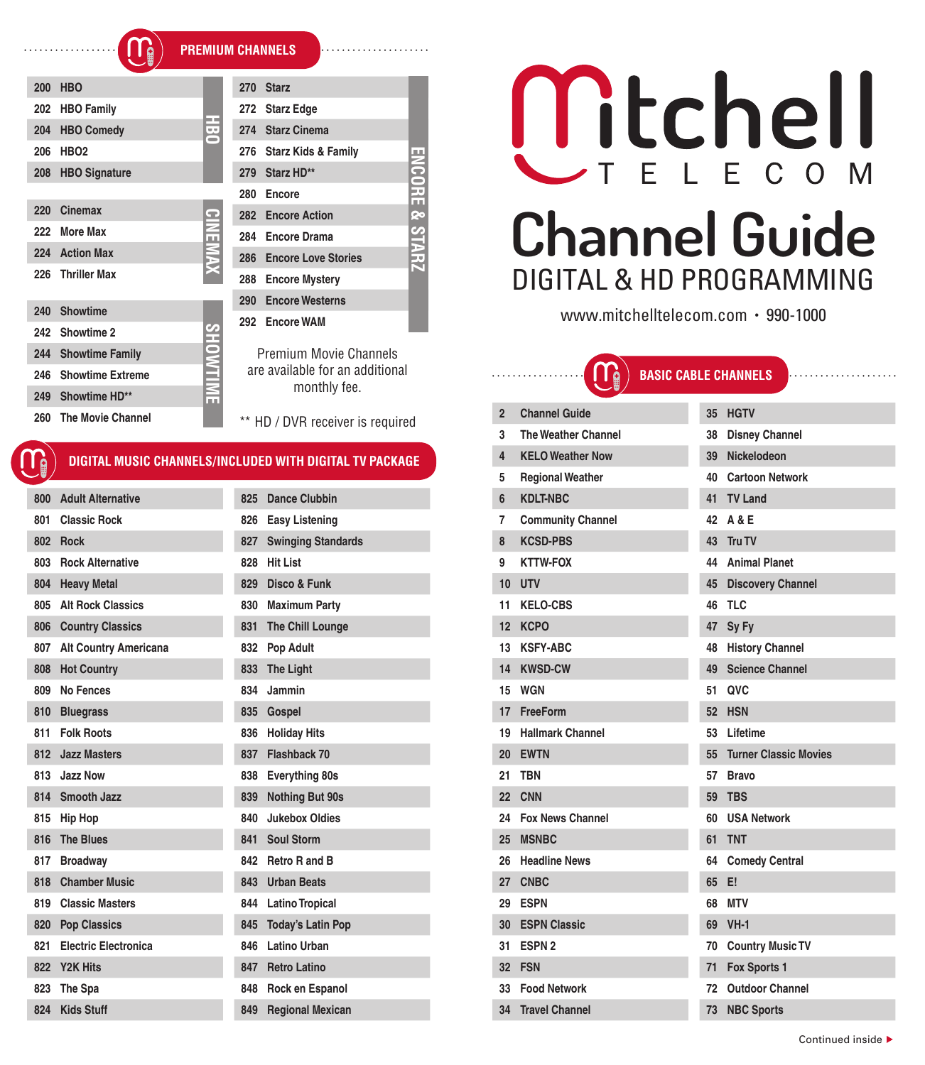# Mitchell TELECOM

# Channel Guide

## DIGITAL & HD PROGRAMMING

www.mitchelltelecom.com • 990-1000

## PREMIUM CHANNELS

**HBO**

| Ch. | Channel |
|---|---|
| 200 | HBO |
| 202 | HBO Family |
| 204 | HBO Comedy |
| 206 | HBO2 |
| 208 | HBO Signature |

**CINEMAX**

| Ch. | Channel |
|---|---|
| 220 | Cinemax |
| 222 | More Max |
| 224 | Action Max |
| 226 | Thriller Max |

**SHOWTIME**

| Ch. | Channel |
|---|---|
| 240 | Showtime |
| 242 | Showtime 2 |
| 244 | Showtime Family |
| 246 | Showtime Extreme |
| 249 | Showtime HD** |
| 260 | The Movie Channel |

**ENCORE & STARZ**

| Ch. | Channel |
|---|---|
| 270 | Starz |
| 272 | Starz Edge |
| 274 | Starz Cinema |
| 276 | Starz Kids & Family |
| 279 | Starz HD** |
| 280 | Encore |
| 282 | Encore Action |
| 284 | Encore Drama |
| 286 | Encore Love Stories |
| 288 | Encore Mystery |
| 290 | Encore Westerns |
| 292 | Encore WAM |

Premium Movie Channels are available for an additional monthly fee.

** HD / DVR receiver is required

## DIGITAL MUSIC CHANNELS/INCLUDED WITH DIGITAL TV PACKAGE

| Ch. | Channel | Ch. | Channel |
|---|---|---|---|
| 800 | Adult Alternative | 825 | Dance Clubbin |
| 801 | Classic Rock | 826 | Easy Listening |
| 802 | Rock | 827 | Swinging Standards |
| 803 | Rock Alternative | 828 | Hit List |
| 804 | Heavy Metal | 829 | Disco & Funk |
| 805 | Alt Rock Classics | 830 | Maximum Party |
| 806 | Country Classics | 831 | The Chill Lounge |
| 807 | Alt Country Americana | 832 | Pop Adult |
| 808 | Hot Country | 833 | The Light |
| 809 | No Fences | 834 | Jammin |
| 810 | Bluegrass | 835 | Gospel |
| 811 | Folk Roots | 836 | Holiday Hits |
| 812 | Jazz Masters | 837 | Flashback 70 |
| 813 | Jazz Now | 838 | Everything 80s |
| 814 | Smooth Jazz | 839 | Nothing But 90s |
| 815 | Hip Hop | 840 | Jukebox Oldies |
| 816 | The Blues | 841 | Soul Storm |
| 817 | Broadway | 842 | Retro R and B |
| 818 | Chamber Music | 843 | Urban Beats |
| 819 | Classic Masters | 844 | Latino Tropical |
| 820 | Pop Classics | 845 | Today's Latin Pop |
| 821 | Electric Electronica | 846 | Latino Urban |
| 822 | Y2K Hits | 847 | Retro Latino |
| 823 | The Spa | 848 | Rock en Espanol |
| 824 | Kids Stuff | 849 | Regional Mexican |

## BASIC CABLE CHANNELS

| Ch. | Channel | Ch. | Channel |
|---|---|---|---|
| 2 | Channel Guide | 35 | HGTV |
| 3 | The Weather Channel | 38 | Disney Channel |
| 4 | KELO Weather Now | 39 | Nickelodeon |
| 5 | Regional Weather | 40 | Cartoon Network |
| 6 | KDLT-NBC | 41 | TV Land |
| 7 | Community Channel | 42 | A & E |
| 8 | KCSD-PBS | 43 | Tru TV |
| 9 | KTTW-FOX | 44 | Animal Planet |
| 10 | UTV | 45 | Discovery Channel |
| 11 | KELO-CBS | 46 | TLC |
| 12 | KCPO | 47 | Sy Fy |
| 13 | KSFY-ABC | 48 | History Channel |
| 14 | KWSD-CW | 49 | Science Channel |
| 15 | WGN | 51 | QVC |
| 17 | FreeForm | 52 | HSN |
| 19 | Hallmark Channel | 53 | Lifetime |
| 20 | EWTN | 55 | Turner Classic Movies |
| 21 | TBN | 57 | Bravo |
| 22 | CNN | 59 | TBS |
| 24 | Fox News Channel | 60 | USA Network |
| 25 | MSNBC | 61 | TNT |
| 26 | Headline News | 64 | Comedy Central |
| 27 | CNBC | 65 | E! |
| 29 | ESPN | 68 | MTV |
| 30 | ESPN Classic | 69 | VH-1 |
| 31 | ESPN 2 | 70 | Country Music TV |
| 32 | FSN | 71 | Fox Sports 1 |
| 33 | Food Network | 72 | Outdoor Channel |
| 34 | Travel Channel | 73 | NBC Sports |

Continued inside ▸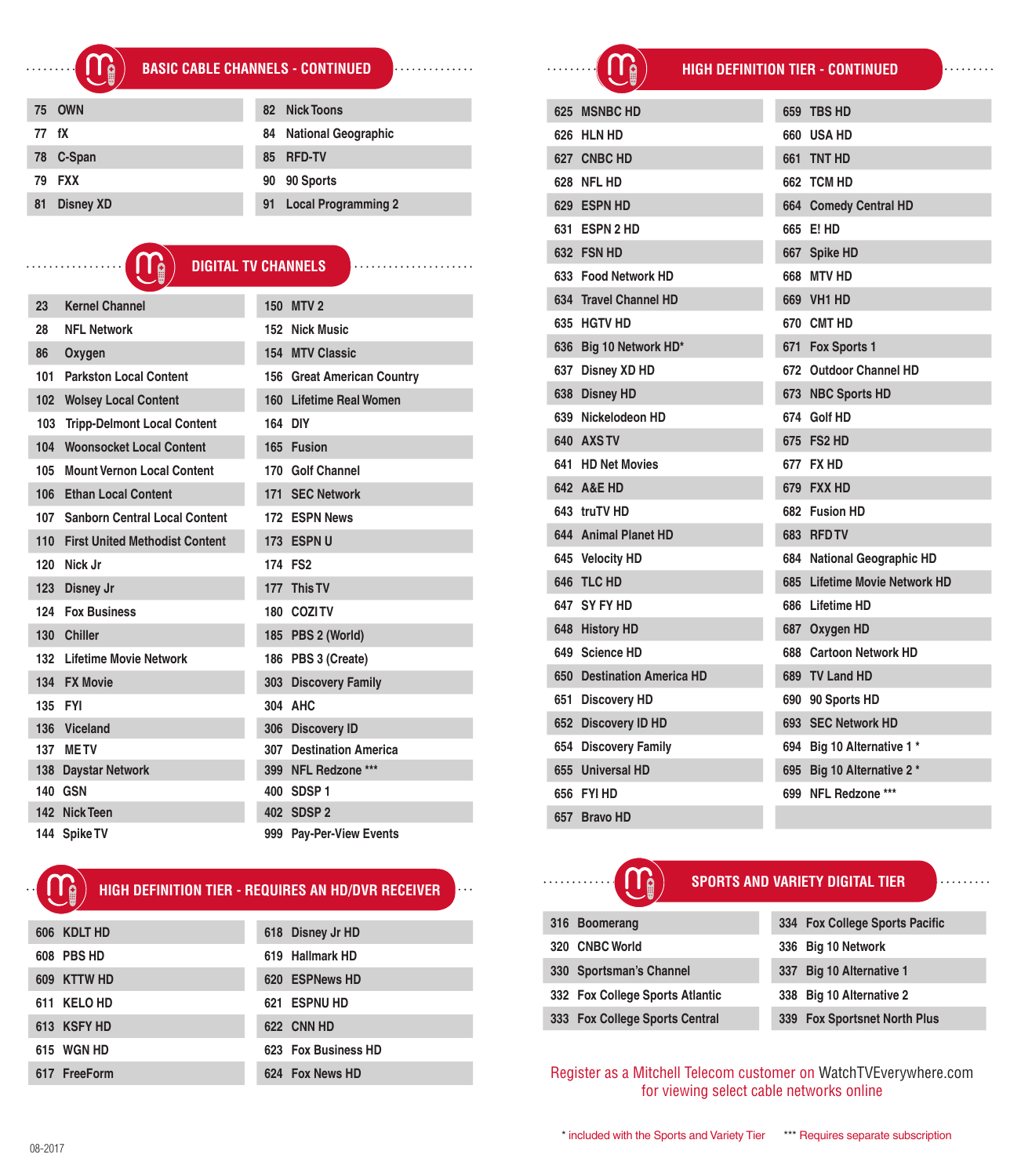## BASIC CABLE CHANNELS - CONTINUED

| | |
|---|---|
| 75 OWN | 82 Nick Toons |
| 77 fX | 84 National Geographic |
| 78 C-Span | 85 RFD-TV |
| 79 FXX | 90 90 Sports |
| 81 Disney XD | 91 Local Programming 2 |

## DIGITAL TV CHANNELS

| | |
|---|---|
| 23 Kernel Channel | 150 MTV 2 |
| 28 NFL Network | 152 Nick Music |
| 86 Oxygen | 154 MTV Classic |
| 101 Parkston Local Content | 156 Great American Country |
| 102 Wolsey Local Content | 160 Lifetime Real Women |
| 103 Tripp-Delmont Local Content | 164 DIY |
| 104 Woonsocket Local Content | 165 Fusion |
| 105 Mount Vernon Local Content | 170 Golf Channel |
| 106 Ethan Local Content | 171 SEC Network |
| 107 Sanborn Central Local Content | 172 ESPN News |
| 110 First United Methodist Content | 173 ESPN U |
| 120 Nick Jr | 174 FS2 |
| 123 Disney Jr | 177 This TV |
| 124 Fox Business | 180 COZI TV |
| 130 Chiller | 185 PBS 2 (World) |
| 132 Lifetime Movie Network | 186 PBS 3 (Create) |
| 134 FX Movie | 303 Discovery Family |
| 135 FYI | 304 AHC |
| 136 Viceland | 306 Discovery ID |
| 137 ME TV | 307 Destination America |
| 138 Daystar Network | 399 NFL Redzone *** |
| 140 GSN | 400 SDSP 1 |
| 142 Nick Teen | 402 SDSP 2 |
| 144 Spike TV | 999 Pay-Per-View Events |

## HIGH DEFINITION TIER - REQUIRES AN HD/DVR RECEIVER

| | |
|---|---|
| 606 KDLT HD | 618 Disney Jr HD |
| 608 PBS HD | 619 Hallmark HD |
| 609 KTTW HD | 620 ESPNews HD |
| 611 KELO HD | 621 ESPNU HD |
| 613 KSFY HD | 622 CNN HD |
| 615 WGN HD | 623 Fox Business HD |
| 617 FreeForm | 624 Fox News HD |

## HIGH DEFINITION TIER - CONTINUED

| | |
|---|---|
| 625 MSNBC HD | 659 TBS HD |
| 626 HLN HD | 660 USA HD |
| 627 CNBC HD | 661 TNT HD |
| 628 NFL HD | 662 TCM HD |
| 629 ESPN HD | 664 Comedy Central HD |
| 631 ESPN 2 HD | 665 E! HD |
| 632 FSN HD | 667 Spike HD |
| 633 Food Network HD | 668 MTV HD |
| 634 Travel Channel HD | 669 VH1 HD |
| 635 HGTV HD | 670 CMT HD |
| 636 Big 10 Network HD* | 671 Fox Sports 1 |
| 637 Disney XD HD | 672 Outdoor Channel HD |
| 638 Disney HD | 673 NBC Sports HD |
| 639 Nickelodeon HD | 674 Golf HD |
| 640 AXS TV | 675 FS2 HD |
| 641 HD Net Movies | 677 FX HD |
| 642 A&E HD | 679 FXX HD |
| 643 truTV HD | 682 Fusion HD |
| 644 Animal Planet HD | 683 RFD TV |
| 645 Velocity HD | 684 National Geographic HD |
| 646 TLC HD | 685 Lifetime Movie Network HD |
| 647 SY FY HD | 686 Lifetime HD |
| 648 History HD | 687 Oxygen HD |
| 649 Science HD | 688 Cartoon Network HD |
| 650 Destination America HD | 689 TV Land HD |
| 651 Discovery HD | 690 90 Sports HD |
| 652 Discovery ID HD | 693 SEC Network HD |
| 654 Discovery Family | 694 Big 10 Alternative 1 * |
| 655 Universal HD | 695 Big 10 Alternative 2 * |
| 656 FYI HD | 699 NFL Redzone *** |
| 657 Bravo HD | |

## SPORTS AND VARIETY DIGITAL TIER

| | |
|---|---|
| 316 Boomerang | 334 Fox College Sports Pacific |
| 320 CNBC World | 336 Big 10 Network |
| 330 Sportsman's Channel | 337 Big 10 Alternative 1 |
| 332 Fox College Sports Atlantic | 338 Big 10 Alternative 2 |
| 333 Fox College Sports Central | 339 Fox Sportsnet North Plus |

Register as a Mitchell Telecom customer on WatchTVEverywhere.com for viewing select cable networks online

* included with the Sports and Variety Tier *** Requires separate subscription

08-2017